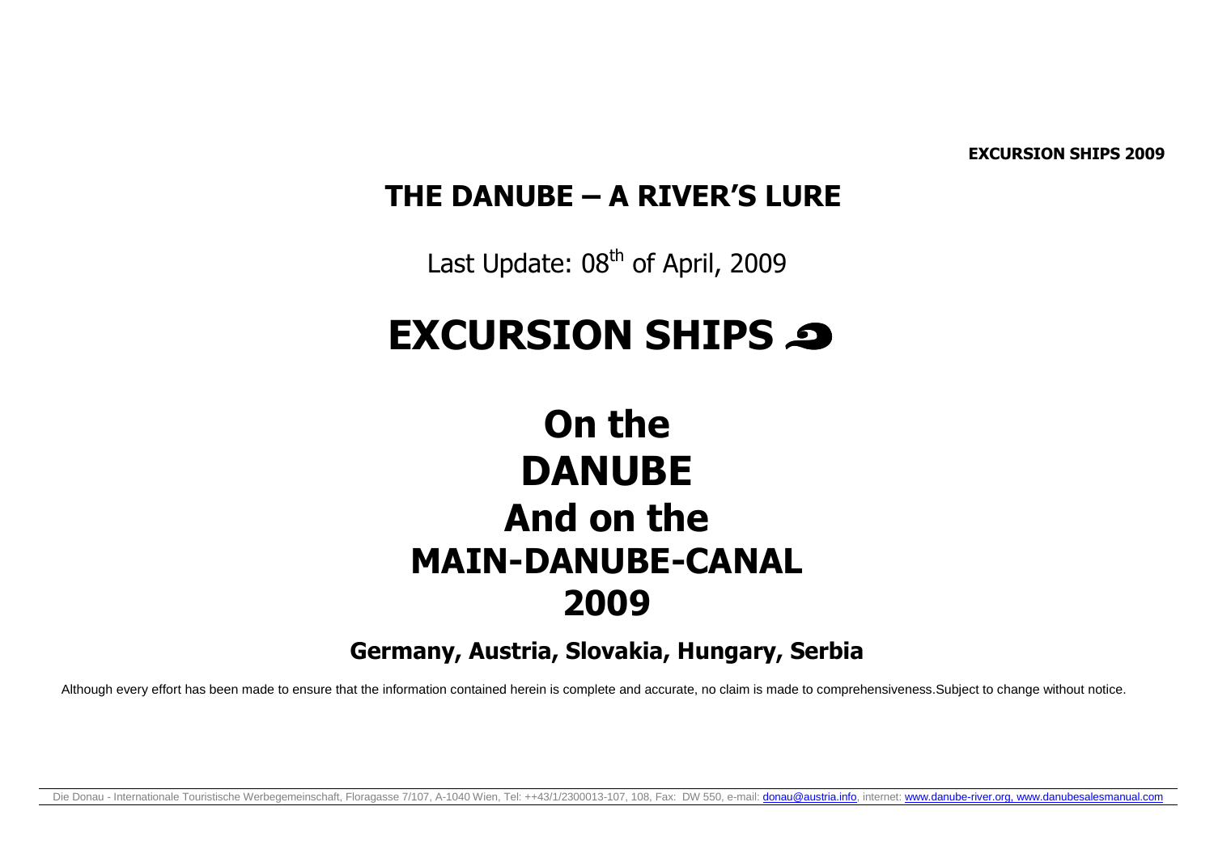**EXCURSION SHIPS 2009**

## THE DANUBE – A RIVER'S LURE

Last Update: 08th of April, 2009

# EXCURSION SHIPS

# On the DANUBE And on the MAIN-DANUBE-CANAL 2009

### Germany, Austria, Slovakia, Hungary, Serbia

Although every effort has been made to ensure that the information contained herein is complete and accurate, no claim is made to comprehensiveness.Subject to change without notice.

Die Donau - Internationale Touristische Werbegemeinschaft, Floragasse 7/107, A-1040 Wien, Tel: ++43/1/2300013-107, 108, Fax: DW 550, e-mail: donau@austria.info, internet: www.danube-river.org, www.danubesalesmanual.com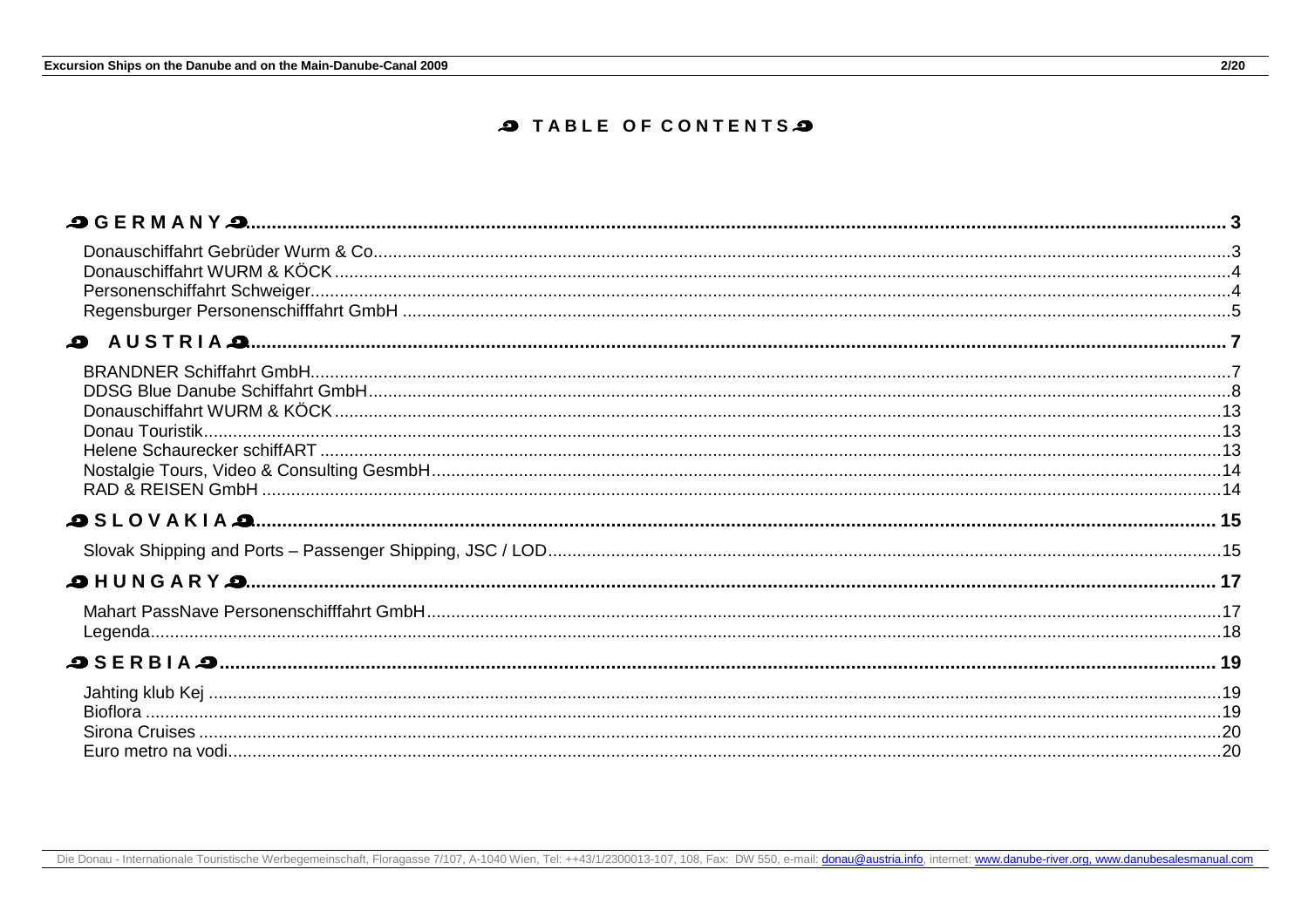# TABLE OF CONTENTS

| | |
|---|---|
| **GERMANY** | **3** |
| Donauschiffahrt Gebrüder Wurm & Co | 3 |
| Donauschiffahrt WURM & KÖCK | 4 |
| Personenschiffahrt Schweiger | 4 |
| Regensburger Personenschifffahrt GmbH | 5 |
| **AUSTRIA** | **7** |
| BRANDNER Schiffahrt GmbH | 7 |
| DDSG Blue Danube Schiffahrt GmbH | 8 |
| Donauschiffahrt WURM & KÖCK | 13 |
| Donau Touristik | 13 |
| Helene Schaurecker schiffART | 13 |
| Nostalgie Tours, Video & Consulting GesmbH | 14 |
| RAD & REISEN GmbH | 14 |
| **SLOVAKIA** | **15** |
| Slovak Shipping and Ports – Passenger Shipping, JSC / LOD | 15 |
| **HUNGARY** | **17** |
| Mahart PassNave Personenschifffahrt GmbH | 17 |
| Legenda | 18 |
| **SERBIA** | **19** |
| Jahting klub Kej | 19 |
| Bioflora | 19 |
| Sirona Cruises | 20 |
| Euro metro na vodi | 20 |

Die Donau - Internationale Touristische Werbegemeinschaft, Floragasse 7/107, A-1040 Wien, Tel: ++43/1/2300013-107, 108, Fax: DW 550, e-mail: donau@austria.info, internet: www.danube-river.org, www.danubesalesmanual.com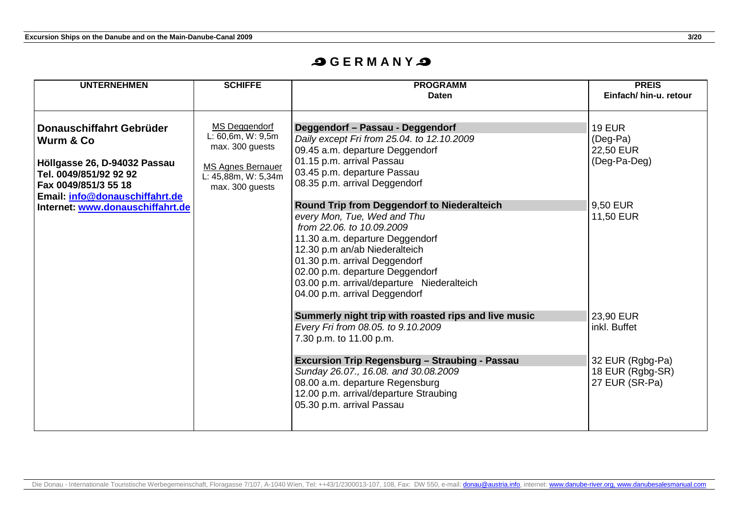# GERMANY

| UNTERNEHMEN | SCHIFFE | PROGRAMM<br>Daten | PREIS<br>Einfach/ hin-u. retour |
|---|---|---|---|
| **Donauschiffahrt Gebrüder Wurm & Co**<br><br>**Höllgasse 26, D-94032 Passau**<br>**Tel. 0049/851/92 92 92**<br>**Fax 0049/851/3 55 18**<br>**Email: info@donauschiffahrt.de**<br>**Internet: www.donauschiffahrt.de** | MS Deggendorf<br>L: 60,6m, W: 9,5m<br>max. 300 guests<br><br>MS Agnes Bernauer<br>L: 45,88m, W: 5,34m<br>max. 300 guests | **Deggendorf – Passau - Deggendorf**<br>*Daily except Fri from 25.04. to 12.10.2009*<br>09.45 a.m. departure Deggendorf<br>01.15 p.m. arrival Passau<br>03.45 p.m. departure Passau<br>08.35 p.m. arrival Deggendorf | 19 EUR<br>(Deg-Pa)<br>22,50 EUR<br>(Deg-Pa-Deg) |
| | | **Round Trip from Deggendorf to Niederalteich**<br>*every Mon, Tue, Wed and Thu*<br>*from 22.06. to 10.09.2009*<br>11.30 a.m. departure Deggendorf<br>12.30 p.m an/ab Niederalteich<br>01.30 p.m. arrival Deggendorf<br>02.00 p.m. departure Deggendorf<br>03.00 p.m. arrival/departure Niederalteich<br>04.00 p.m. arrival Deggendorf | 9,50 EUR<br>11,50 EUR |
| | | **Summerly night trip with roasted rips and live music**<br>*Every Fri from 08.05. to 9.10.2009*<br>7.30 p.m. to 11.00 p.m. | 23,90 EUR<br>inkl. Buffet |
| | | **Excursion Trip Regensburg – Straubing - Passau**<br>*Sunday 26.07., 16.08. and 30.08.2009*<br>08.00 a.m. departure Regensburg<br>12.00 p.m. arrival/departure Straubing<br>05.30 p.m. arrival Passau | 32 EUR (Rgbg-Pa)<br>18 EUR (Rgbg-SR)<br>27 EUR (SR-Pa) |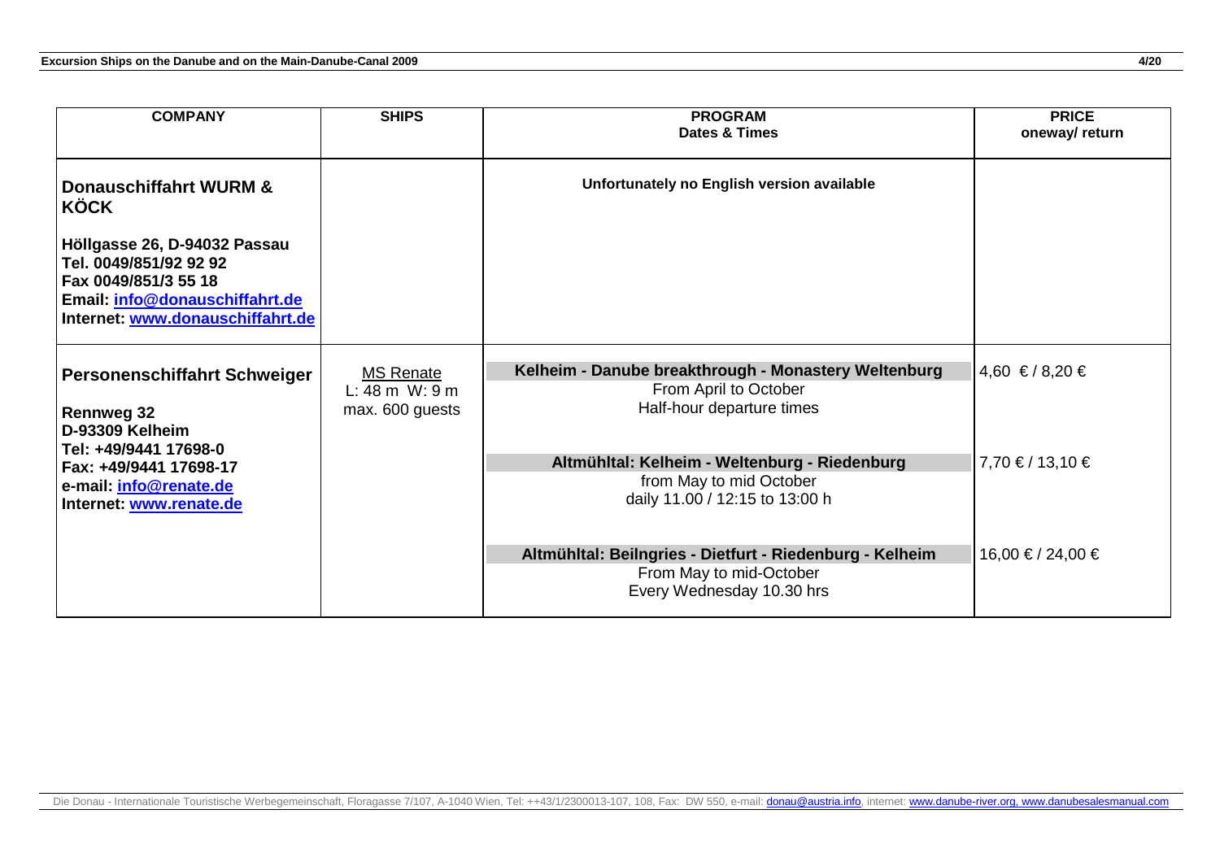| COMPANY | SHIPS | PROGRAM<br>Dates & Times | PRICE<br>oneway/ return |
|---|---|---|---|
| **Donauschiffahrt WURM & KÖCK**<br><br>**Höllgasse 26, D-94032 Passau**<br>**Tel. 0049/851/92 92 92**<br>**Fax 0049/851/3 55 18**<br>**Email: info@donauschiffahrt.de**<br>**Internet: www.donauschiffahrt.de** | | **Unfortunately no English version available** | |
| **Personenschiffahrt Schweiger**<br><br>**Rennweg 32**<br>**D-93309 Kelheim**<br>**Tel: +49/9441 17698-0**<br>**Fax: +49/9441 17698-17**<br>**e-mail: info@renate.de**<br>**Internet: www.renate.de** | MS Renate<br>L: 48 m W: 9 m<br>max. 600 guests | **Kelheim - Danube breakthrough - Monastery Weltenburg**<br>From April to October<br>Half-hour departure times | 4,60 € / 8,20 € |
| | | **Altmühltal: Kelheim - Weltenburg - Riedenburg**<br>from May to mid October<br>daily 11.00 / 12:15 to 13:00 h | 7,70 € / 13,10 € |
| | | **Altmühltal: Beilngries - Dietfurt - Riedenburg - Kelheim**<br>From May to mid-October<br>Every Wednesday 10.30 hrs | 16,00 € / 24,00 € |

Die Donau - Internationale Touristische Werbegemeinschaft, Floragasse 7/107, A-1040 Wien, Tel: ++43/1/2300013-107, 108, Fax: DW 550, e-mail: donau@austria.info, internet: www.danube-river.org, www.danubesalesmanual.com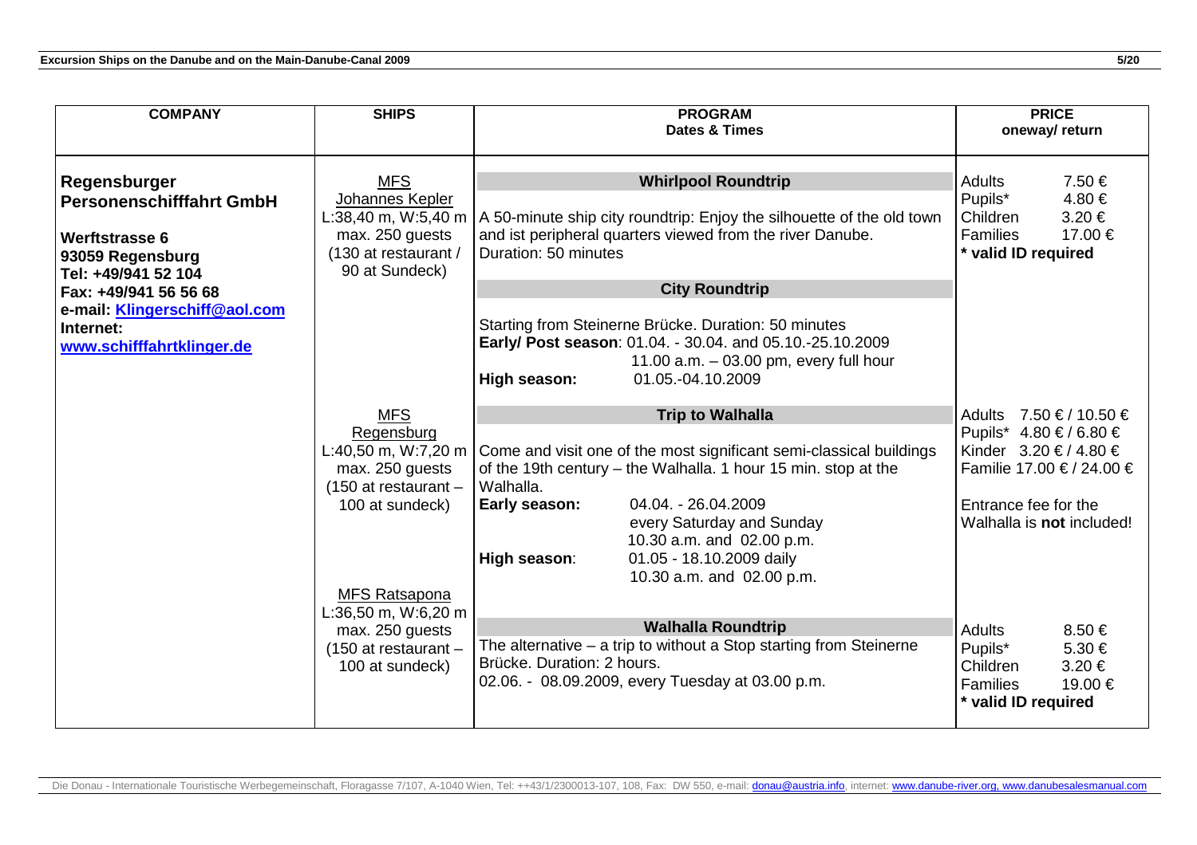| COMPANY | SHIPS | PROGRAM<br>Dates & Times | PRICE<br>oneway/ return |
|---|---|---|---|
| **Regensburger Personenschifffahrt GmbH**<br><br>**Werftstrasse 6**<br>**93059 Regensburg**<br>**Tel: +49/941 52 104**<br>**Fax: +49/941 56 56 68**<br>**e-mail: Klingerschiff@aol.com**<br>**Internet:**<br>**www.schifffahrtklinger.de** | MFS Johannes Kepler<br>L:38,40 m, W:5,40 m<br>max. 250 guests<br>(130 at restaurant / 90 at Sundeck) | **Whirlpool Roundtrip**<br>A 50-minute ship city roundtrip: Enjoy the silhouette of the old town and ist peripheral quarters viewed from the river Danube.<br>Duration: 50 minutes<br><br>**City Roundtrip**<br>Starting from Steinerne Brücke. Duration: 50 minutes<br>**Early/ Post season**: 01.04. - 30.04. and 05.10.-25.10.2009<br>11.00 a.m. – 03.00 pm, every full hour<br>**High season:** 01.05.-04.10.2009 | Adults 7.50 €<br>Pupils* 4.80 €<br>Children 3.20 €<br>Families 17.00 €<br>**\* valid ID required** |
| | MFS Regensburg<br>L:40,50 m, W:7,20 m<br>max. 250 guests<br>(150 at restaurant – 100 at sundeck)<br><br>MFS Ratsapona<br>L:36,50 m, W:6,20 m<br>max. 250 guests<br>(150 at restaurant – 100 at sundeck) | **Trip to Walhalla**<br>Come and visit one of the most significant semi-classical buildings of the 19th century – the Walhalla. 1 hour 15 min. stop at the Walhalla.<br>**Early season:** 04.04. - 26.04.2009 every Saturday and Sunday 10.30 a.m. and 02.00 p.m.<br>**High season**: 01.05 - 18.10.2009 daily 10.30 a.m. and 02.00 p.m. | Adults 7.50 € / 10.50 €<br>Pupils* 4.80 € / 6.80 €<br>Kinder 3.20 € / 4.80 €<br>Familie 17.00 € / 24.00 €<br><br>Entrance fee for the Walhalla is **not** included! |
| | | **Walhalla Roundtrip**<br>The alternative – a trip to without a Stop starting from Steinerne Brücke. Duration: 2 hours.<br>02.06. - 08.09.2009, every Tuesday at 03.00 p.m. | Adults 8.50 €<br>Pupils* 5.30 €<br>Children 3.20 €<br>Families 19.00 €<br>**\* valid ID required** |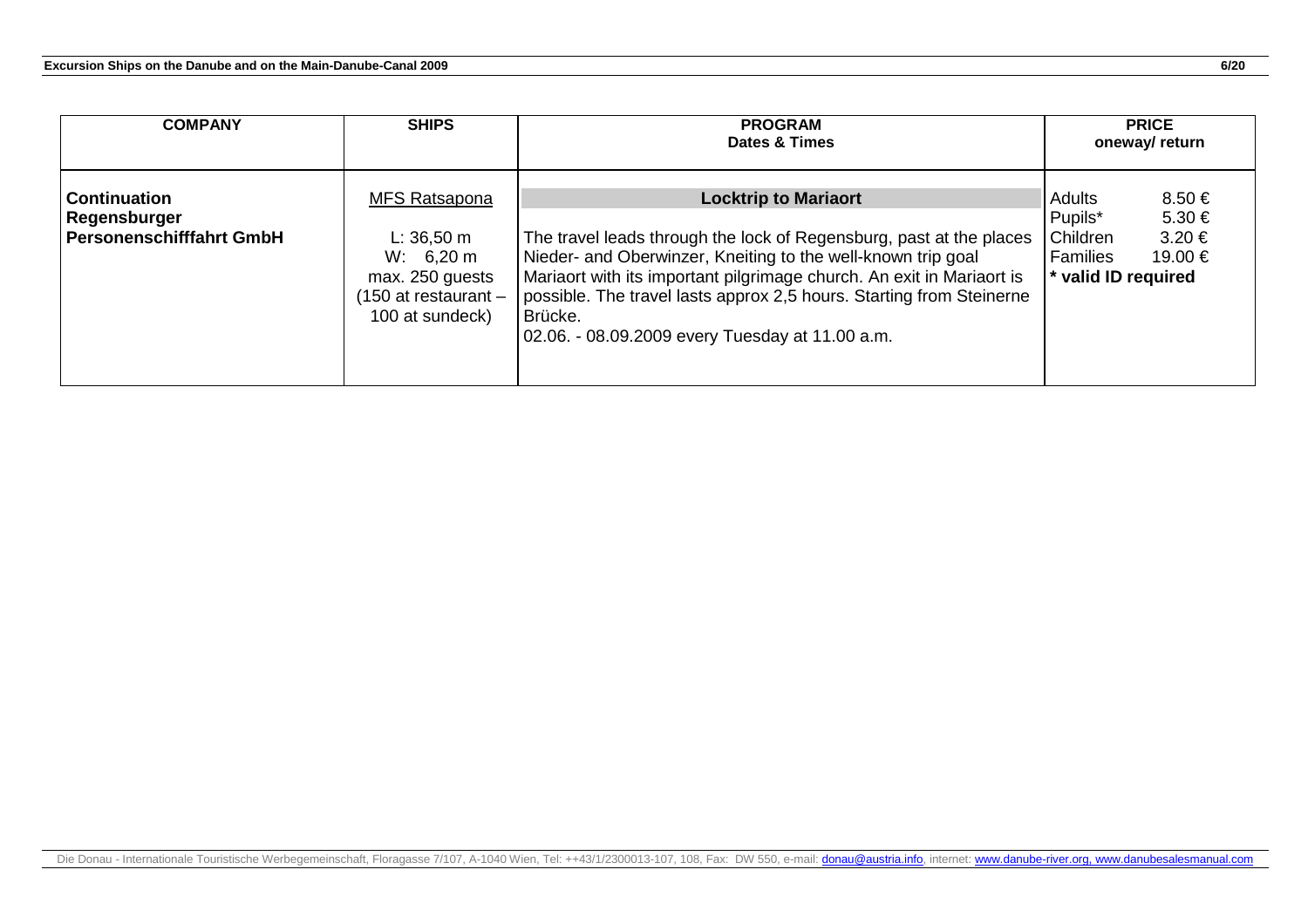| COMPANY | SHIPS | PROGRAM<br>Dates & Times | PRICE<br>oneway/ return |
|---|---|---|---|
| **Continuation Regensburger Personenschifffahrt GmbH** | MFS Ratsapona<br><br>L: 36,50 m<br>W: 6,20 m<br>max. 250 guests (150 at restaurant – 100 at sundeck) | **Locktrip to Mariaort**<br><br>The travel leads through the lock of Regensburg, past at the places Nieder- and Oberwinzer, Kneiting to the well-known trip goal Mariaort with its important pilgrimage church. An exit in Mariaort is possible. The travel lasts approx 2,5 hours. Starting from Steinerne Brücke.<br>02.06. - 08.09.2009 every Tuesday at 11.00 a.m. | Adults 8.50 €<br>Pupils* 5.30 €<br>Children 3.20 €<br>Families 19.00 €<br>**\* valid ID required** |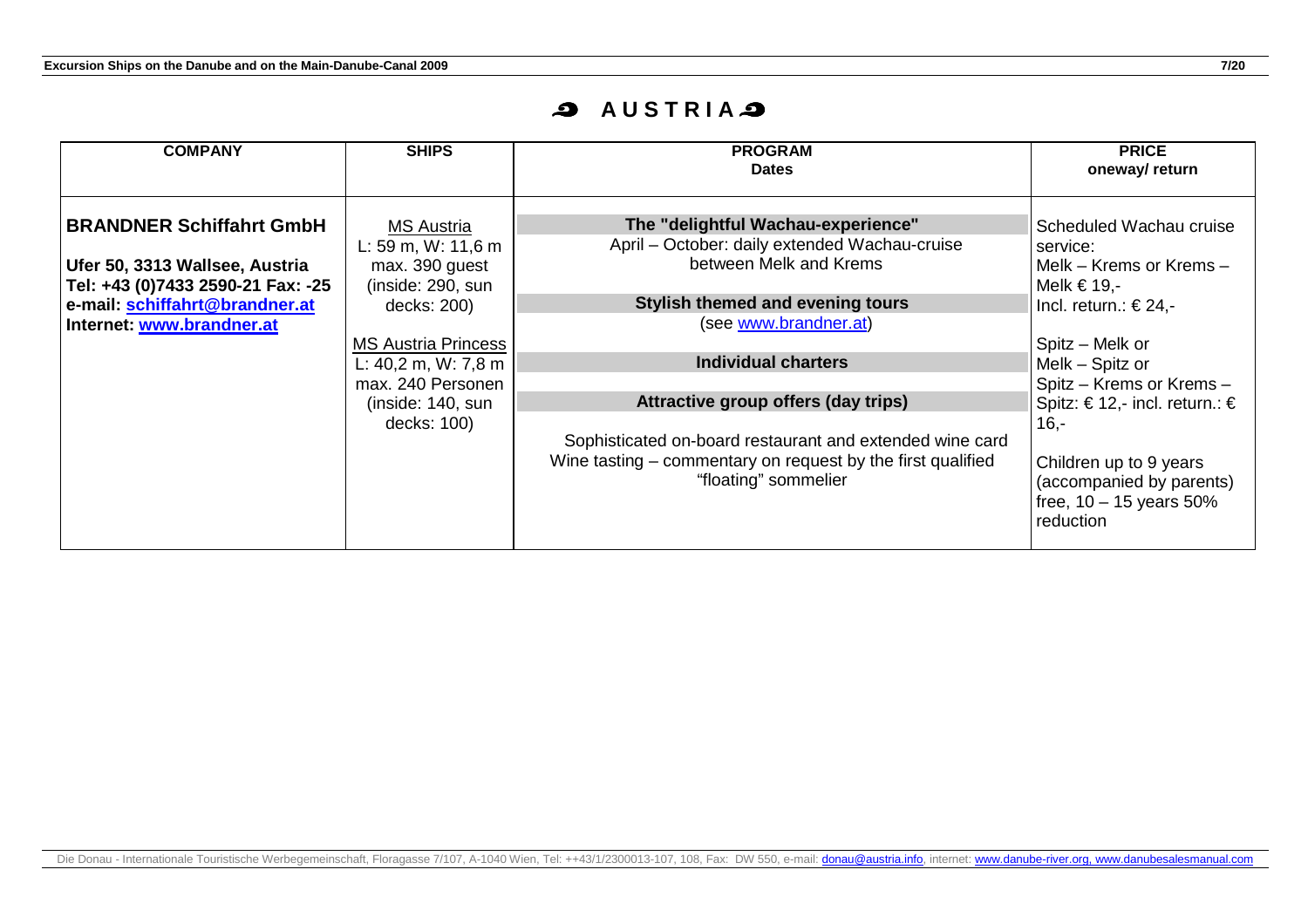# AUSTRIA

| COMPANY | SHIPS | PROGRAM<br>Dates | PRICE<br>oneway/ return |
|---|---|---|---|
| **BRANDNER Schiffahrt GmbH**<br><br>**Ufer 50, 3313 Wallsee, Austria**<br>**Tel: +43 (0)7433 2590-21 Fax: -25**<br>**e-mail: schiffahrt@brandner.at**<br>**Internet: www.brandner.at** | MS Austria<br>L: 59 m, W: 11,6 m<br>max. 390 guest<br>(inside: 290, sun decks: 200)<br><br>MS Austria Princess<br>L: 40,2 m, W: 7,8 m<br>max. 240 Personen<br>(inside: 140, sun decks: 100) | **The "delightful Wachau-experience"**<br>April – October: daily extended Wachau-cruise between Melk and Krems<br><br>**Stylish themed and evening tours**<br>(see www.brandner.at)<br><br>**Individual charters**<br><br>**Attractive group offers (day trips)**<br><br>Sophisticated on-board restaurant and extended wine card<br>Wine tasting – commentary on request by the first qualified "floating" sommelier | Scheduled Wachau cruise service:<br>Melk – Krems or Krems – Melk € 19,-<br>Incl. return.: € 24,-<br><br>Spitz – Melk or<br>Melk – Spitz or<br>Spitz – Krems or Krems – Spitz: € 12,- incl. return.: € 16,-<br><br>Children up to 9 years (accompanied by parents) free, 10 – 15 years 50% reduction |

Die Donau - Internationale Touristische Werbegemeinschaft, Floragasse 7/107, A-1040 Wien, Tel: ++43/1/2300013-107, 108, Fax: DW 550, e-mail: donau@austria.info, internet: www.danube-river.org, www.danubesalesmanual.com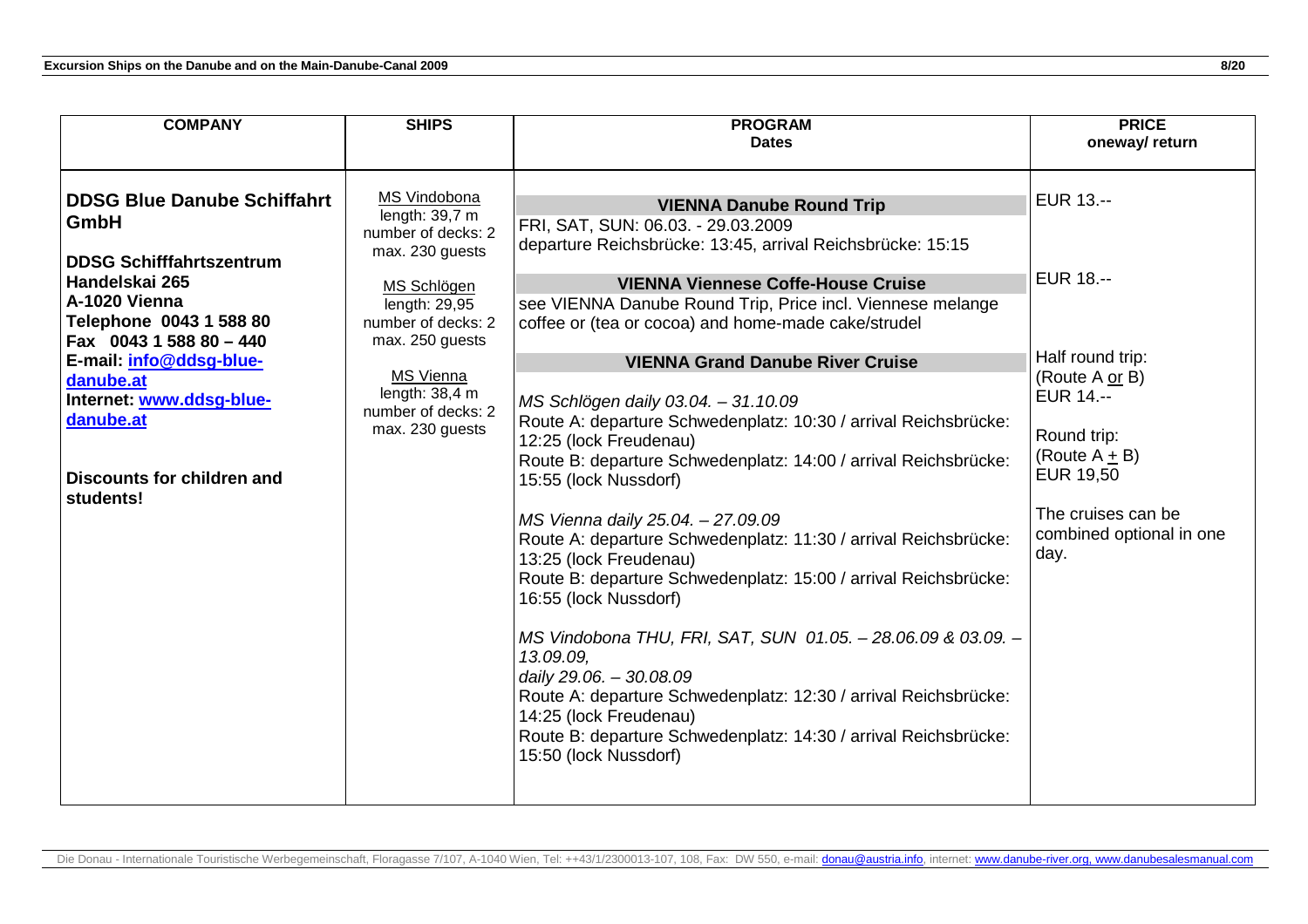| COMPANY | SHIPS | PROGRAM<br>Dates | PRICE<br>oneway/ return |
|---|---|---|---|
| **DDSG Blue Danube Schiffahrt GmbH**<br><br>**DDSG Schifffahrtszentrum**<br>**Handelskai 265**<br>**A-1020 Vienna**<br>**Telephone 0043 1 588 80**<br>**Fax 0043 1 588 80 – 440**<br>**E-mail: info@ddsg-blue-danube.at**<br>**Internet: www.ddsg-blue-danube.at**<br><br>**Discounts for children and students!** | MS Vindobona<br>length: 39,7 m<br>number of decks: 2<br>max. 230 guests<br><br>MS Schlögen<br>length: 29,95<br>number of decks: 2<br>max. 250 guests<br><br>MS Vienna<br>length: 38,4 m<br>number of decks: 2<br>max. 230 guests | **VIENNA Danube Round Trip**<br>FRI, SAT, SUN: 06.03. - 29.03.2009<br>departure Reichsbrücke: 13:45, arrival Reichsbrücke: 15:15<br><br>**VIENNA Viennese Coffe-House Cruise**<br>see VIENNA Danube Round Trip, Price incl. Viennese melange coffee or (tea or cocoa) and home-made cake/strudel<br><br>**VIENNA Grand Danube River Cruise**<br><br>*MS Schlögen daily 03.04. – 31.10.09*<br>Route A: departure Schwedenplatz: 10:30 / arrival Reichsbrücke: 12:25 (lock Freudenau)<br>Route B: departure Schwedenplatz: 14:00 / arrival Reichsbrücke: 15:55 (lock Nussdorf)<br><br>*MS Vienna daily 25.04. – 27.09.09*<br>Route A: departure Schwedenplatz: 11:30 / arrival Reichsbrücke: 13:25 (lock Freudenau)<br>Route B: departure Schwedenplatz: 15:00 / arrival Reichsbrücke: 16:55 (lock Nussdorf)<br><br>*MS Vindobona THU, FRI, SAT, SUN 01.05. – 28.06.09 & 03.09. – 13.09.09,*<br>*daily 29.06. – 30.08.09*<br>Route A: departure Schwedenplatz: 12:30 / arrival Reichsbrücke: 14:25 (lock Freudenau)<br>Route B: departure Schwedenplatz: 14:30 / arrival Reichsbrücke: 15:50 (lock Nussdorf) | EUR 13.--<br><br>EUR 18.--<br><br>Half round trip:<br>(Route A or B)<br>EUR 14.--<br><br>Round trip:<br>(Route A + B)<br>EUR 19,50<br><br>The cruises can be combined optional in one day. |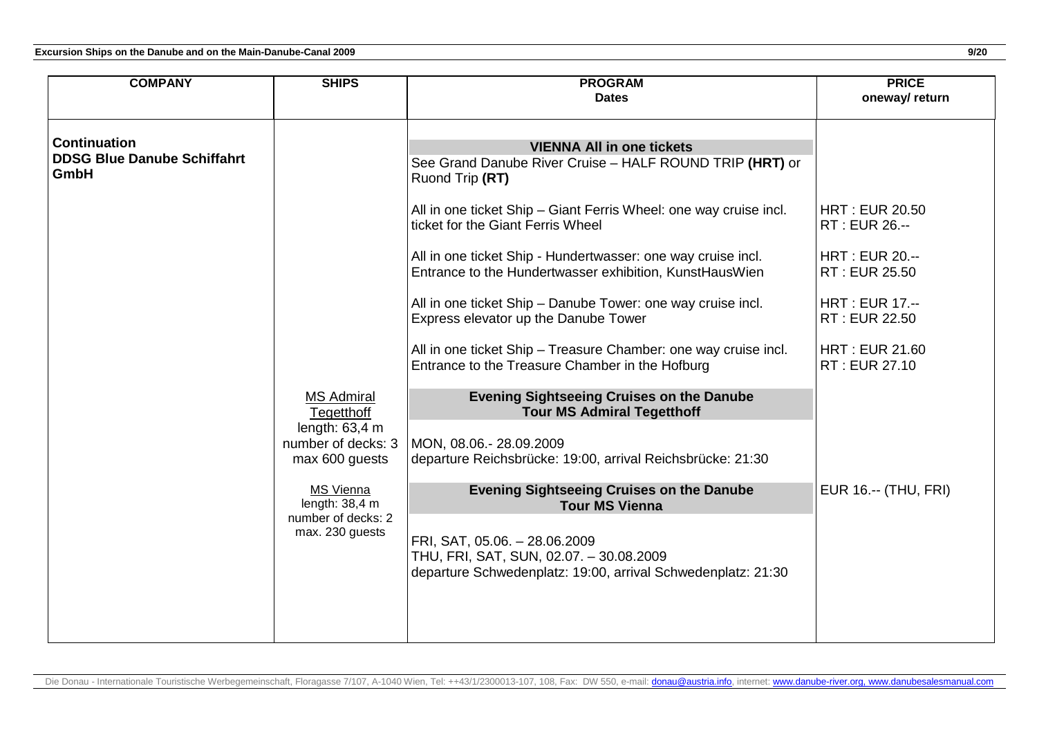| COMPANY | SHIPS | PROGRAM<br>Dates | PRICE<br>oneway/ return |
|---|---|---|---|
| **Continuation**<br>**DDSG Blue Danube Schiffahrt GmbH** | | **VIENNA All in one tickets**<br>See Grand Danube River Cruise – HALF ROUND TRIP **(HRT)** or Ruond Trip **(RT)** | |
| | | All in one ticket Ship – Giant Ferris Wheel: one way cruise incl. ticket for the Giant Ferris Wheel | HRT : EUR 20.50<br>RT : EUR 26.-- |
| | | All in one ticket Ship - Hundertwasser: one way cruise incl. Entrance to the Hundertwasser exhibition, KunstHausWien | HRT : EUR 20.--<br>RT : EUR 25.50 |
| | | All in one ticket Ship – Danube Tower: one way cruise incl. Express elevator up the Danube Tower | HRT : EUR 17.--<br>RT : EUR 22.50 |
| | | All in one ticket Ship – Treasure Chamber: one way cruise incl. Entrance to the Treasure Chamber in the Hofburg | HRT : EUR 21.60<br>RT : EUR 27.10 |
| | MS Admiral Tegetthoff<br>length: 63,4 m<br>number of decks: 3<br>max 600 guests | **Evening Sightseeing Cruises on the Danube**<br>**Tour MS Admiral Tegetthoff**<br>MON, 08.06.- 28.09.2009<br>departure Reichsbrücke: 19:00, arrival Reichsbrücke: 21:30 | |
| | MS Vienna<br>length: 38,4 m<br>number of decks: 2<br>max. 230 guests | **Evening Sightseeing Cruises on the Danube**<br>**Tour MS Vienna**<br>FRI, SAT, 05.06. – 28.06.2009<br>THU, FRI, SAT, SUN, 02.07. – 30.08.2009<br>departure Schwedenplatz: 19:00, arrival Schwedenplatz: 21:30 | EUR 16.-- (THU, FRI) |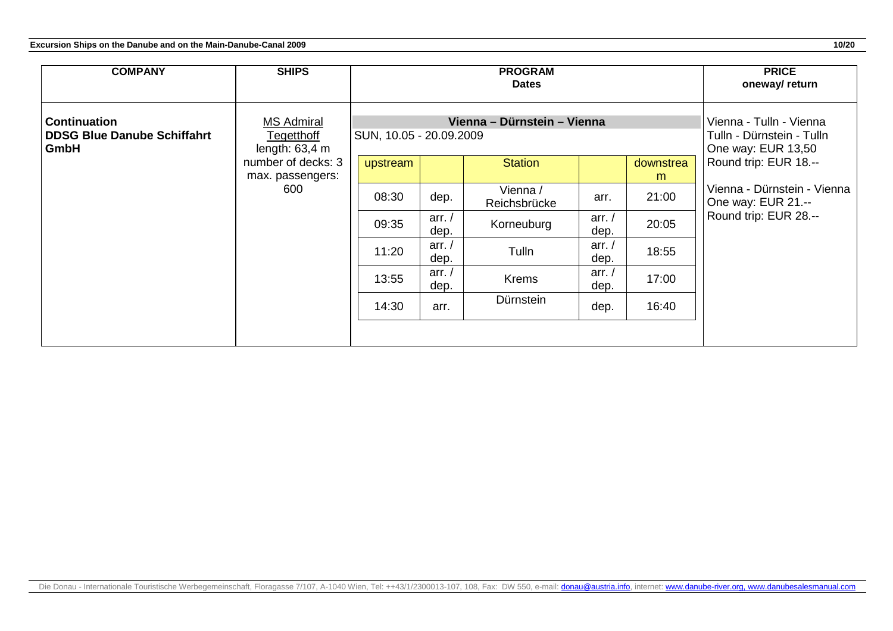| COMPANY | SHIPS | PROGRAM Dates | PRICE oneway/ return |
|---|---|---|---|
| **Continuation DDSG Blue Danube Schiffahrt GmbH** | MS Admiral Tegetthoff length: 63,4 m number of decks: 3 max. passengers: 600 | **Vienna – Dürnstein – Vienna** SUN, 10.05 - 20.09.2009 | Vienna - Tulln - Vienna Tulln - Dürnstein - Tulln One way: EUR 13,50 Round trip: EUR 18.-- Vienna - Dürnstein - Vienna One way: EUR 21.-- Round trip: EUR 28.-- |

| upstream | | Station | | downstream |
|---|---|---|---|---|
| 08:30 | dep. | Vienna / Reichsbrücke | arr. | 21:00 |
| 09:35 | arr. / dep. | Korneuburg | arr. / dep. | 20:05 |
| 11:20 | arr. / dep. | Tulln | arr. / dep. | 18:55 |
| 13:55 | arr. / dep. | Krems | arr. / dep. | 17:00 |
| 14:30 | arr. | Dürnstein | dep. | 16:40 |

Die Donau - Internationale Touristische Werbegemeinschaft, Floragasse 7/107, A-1040 Wien, Tel: ++43/1/2300013-107, 108, Fax: DW 550, e-mail: donau@austria.info, internet: www.danube-river.org, www.danubesalesmanual.com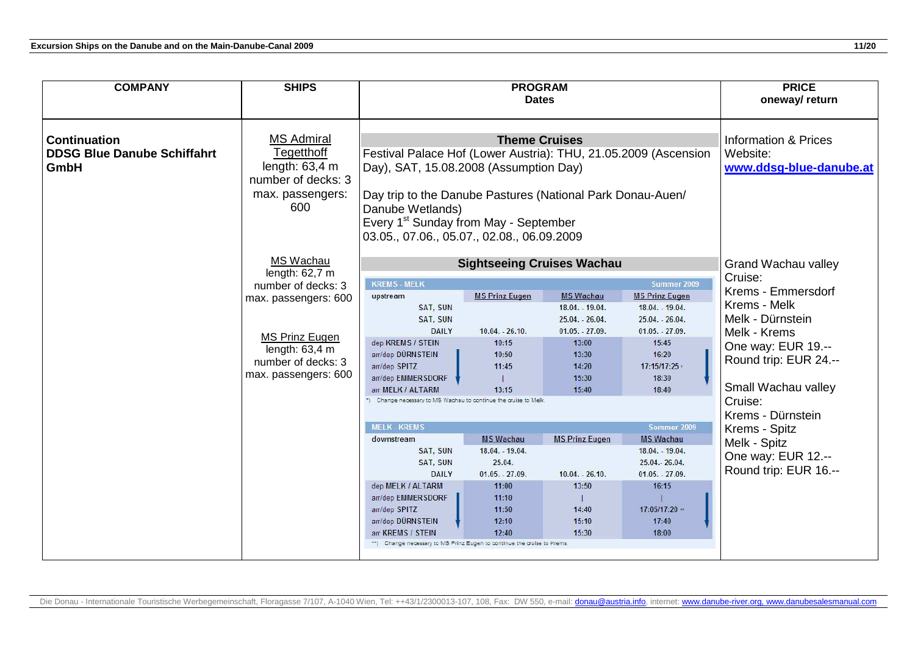| COMPANY | SHIPS | PROGRAM Dates | PRICE oneway/ return |
|---|---|---|---|
| **Continuation DDSG Blue Danube Schiffahrt GmbH** | MS Admiral Tegetthoff length: 63,4 m number of decks: 3 max. passengers: 600 | **Theme Cruises** Festival Palace Hof (Lower Austria): THU, 21.05.2009 (Ascension Day), SAT, 15.08.2008 (Assumption Day)<br><br>Day trip to the Danube Pastures (National Park Donau-Auen/ Danube Wetlands) Every 1st Sunday from May - September 03.05., 07.06., 05.07., 02.08., 06.09.2009 | Information & Prices Website: www.ddsg-blue-danube.at |
| | MS Wachau length: 62,7 m number of decks: 3 max. passengers: 600<br><br>MS Prinz Eugen length: 63,4 m number of decks: 3 max. passengers: 600 | **Sightseeing Cruises Wachau** (see timetables below) | Grand Wachau valley Cruise: Krems - Emmersdorf Krems - Melk Melk - Dürnstein Melk - Krems One way: EUR 19.-- Round trip: EUR 24.--<br><br>Small Wachau valley Cruise: Krems - Dürnstein Krems - Spitz Melk - Spitz One way: EUR 12.-- Round trip: EUR 16.-- |

**KREMS - MELK** — Summer 2009

| upstream | MS Prinz Eugen | MS Wachau | MS Prinz Eugen |
|---|---|---|---|
| SAT, SUN | | 18.04. - 19.04. | 18.04. - 19.04. |
| SAT, SUN | | 25.04. - 26.04. | 25.04. - 26.04. |
| DAILY | 10.04. - 26.10. | 01.05. - 27.09. | 01.05. - 27.09. |
| dep KREMS / STEIN | 10:15 | 13:00 | 15:45 |
| arr/dep DÜRNSTEIN | 10:50 | 13:30 | 16:20 |
| arr/dep SPITZ | 11:45 | 14:20 | 17:15/17:25 * |
| arr/dep EMMERSDORF | \| | 15:30 | 18:30 |
| arr MELK / ALTARM | 13:15 | 15:40 | 18:40 |

*) Change necessary to MS Wachau to continue the cruise to Melk.

**MELK - KREMS** — Sommer 2009

| downstream | MS Wachau | MS Prinz Eugen | MS Wachau |
|---|---|---|---|
| SAT, SUN | 18.04. - 19.04. | | 18.04. - 19.04. |
| SAT, SUN | 25.04. | | 25.04.- 26.04. |
| DAILY | 01.05. - 27.09. | 10.04. - 26.10. | 01.05. - 27.09. |
| dep MELK / ALTARM | 11:00 | 13:50 | 16:15 |
| arr/dep EMMERSDORF | 11:10 | \| | \| |
| arr/dep SPITZ | 11:50 | 14:40 | 17:05/17:20 ** |
| arr/dep DÜRNSTEIN | 12:10 | 15:10 | 17:40 |
| arr KREMS / STEIN | 12:40 | 15:30 | 18:00 |

**) Change necessary to MS Prinz Eugen to continue the cruise to Krems.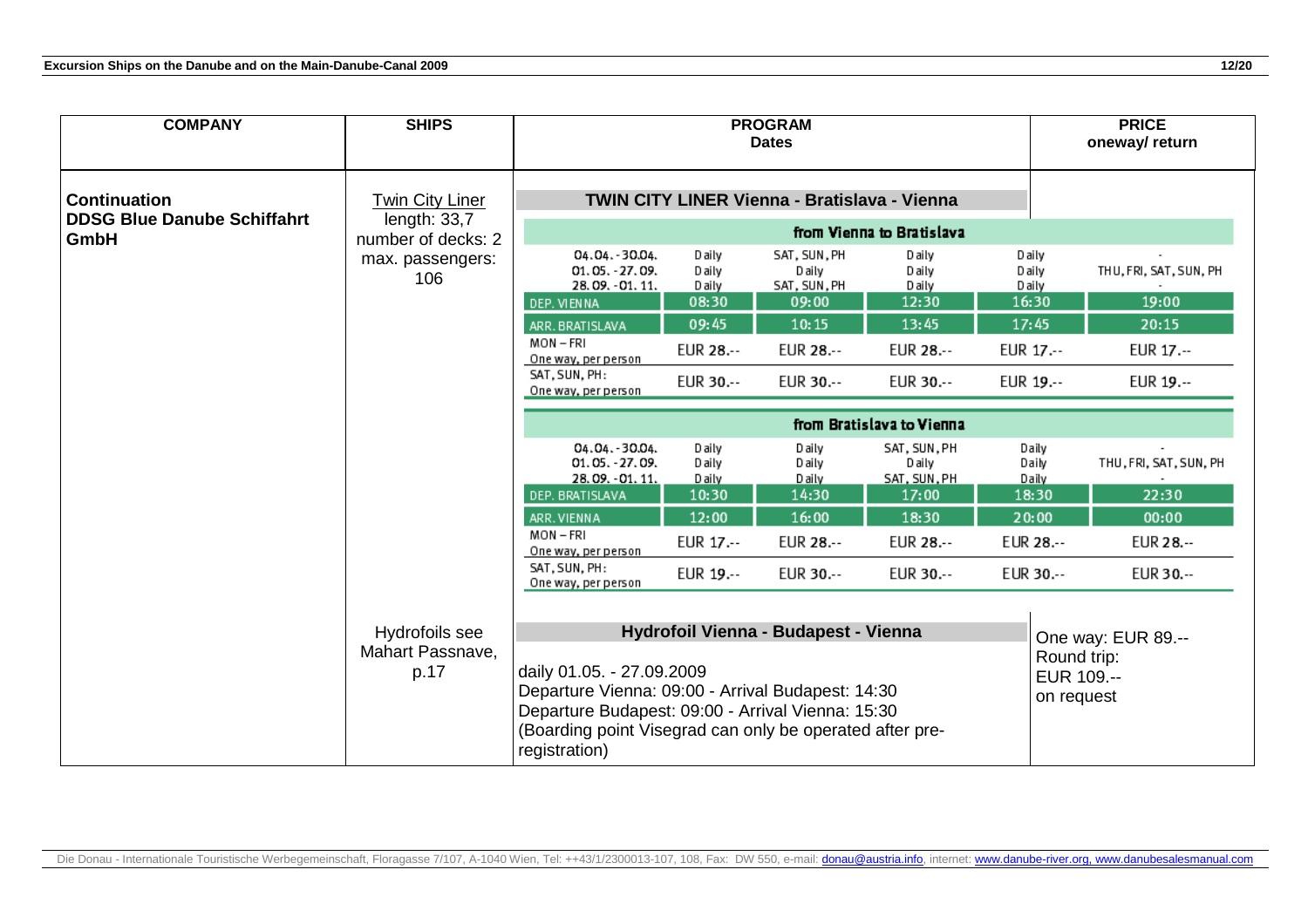| COMPANY | SHIPS | PROGRAM Dates | PRICE oneway/ return |
|---|---|---|---|
| **Continuation DDSG Blue Danube Schiffahrt GmbH** | Twin City Liner length: 33,7 number of decks: 2 max. passengers: 106 | **TWIN CITY LINER Vienna - Bratislava - Vienna** | |

**from Vienna to Bratislava**

| | | | | | |
|---|---|---|---|---|---|
| 04.04. - 30.04. | Daily | SAT, SUN, PH | Daily | Daily | - |
| 01.05. - 27.09. | Daily | Daily | Daily | Daily | THU, FRI, SAT, SUN, PH |
| 28.09. - 01.11. | Daily | SAT, SUN, PH | Daily | Daily | - |
| DEP. VIENNA | 08:30 | 09:00 | 12:30 | 16:30 | 19:00 |
| ARR. BRATISLAVA | 09:45 | 10:15 | 13:45 | 17:45 | 20:15 |
| MON – FRI One way, per person | EUR 28.-- | EUR 28.-- | EUR 28.-- | EUR 17.-- | EUR 17.-- |
| SAT, SUN, PH: One way, per person | EUR 30.-- | EUR 30.-- | EUR 30.-- | EUR 19.-- | EUR 19.-- |

**from Bratislava to Vienna**

| | | | | | |
|---|---|---|---|---|---|
| 04.04. - 30.04. | Daily | Daily | SAT, SUN, PH | Daily | - |
| 01.05. - 27.09. | Daily | Daily | Daily | Daily | THU, FRI, SAT, SUN, PH |
| 28.09. - 01.11. | Daily | Daily | SAT, SUN, PH | Daily | - |
| DEP. BRATISLAVA | 10:30 | 14:30 | 17:00 | 18:30 | 22:30 |
| ARR. VIENNA | 12:00 | 16:00 | 18:30 | 20:00 | 00:00 |
| MON – FRI One way, per person | EUR 17.-- | EUR 28.-- | EUR 28.-- | EUR 28.-- | EUR 28.-- |
| SAT, SUN, PH: One way, per person | EUR 19.-- | EUR 30.-- | EUR 30.-- | EUR 30.-- | EUR 30.-- |

| SHIPS | PROGRAM Dates | PRICE oneway/ return |
|---|---|---|
| Hydrofoils see Mahart Passnave, p.17 | **Hydrofoil Vienna - Budapest - Vienna** daily 01.05. - 27.09.2009 Departure Vienna: 09:00 - Arrival Budapest: 14:30 Departure Budapest: 09:00 - Arrival Vienna: 15:30 (Boarding point Visegrad can only be operated after pre-registration) | One way: EUR 89.-- Round trip: EUR 109.-- on request |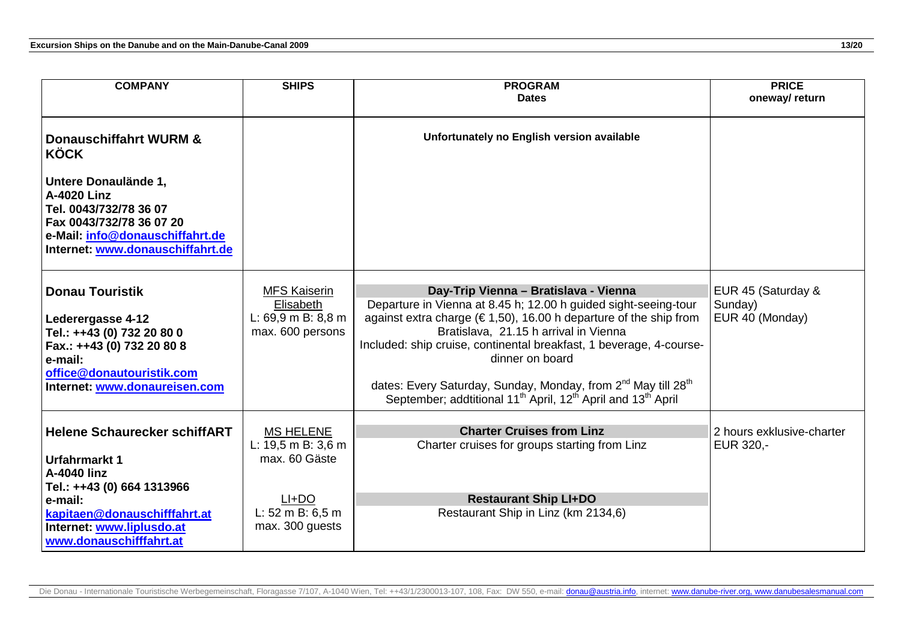| COMPANY | SHIPS | PROGRAM<br>Dates | PRICE<br>oneway/ return |
|---|---|---|---|
| **Donauschiffahrt WURM & KÖCK**<br><br>**Untere Donaulände 1,**<br>**A-4020 Linz**<br>**Tel. 0043/732/78 36 07**<br>**Fax 0043/732/78 36 07 20**<br>**e-Mail: info@donauschiffahrt.de**<br>**Internet: www.donauschiffahrt.de** | | **Unfortunately no English version available** | |
| **Donau Touristik**<br><br>**Lederergasse 4-12**<br>**Tel.: ++43 (0) 732 20 80 0**<br>**Fax.: ++43 (0) 732 20 80 8**<br>**e-mail:**<br>**office@donautouristik.com**<br>**Internet: www.donaureisen.com** | MFS Kaiserin Elisabeth<br>L: 69,9 m B: 8,8 m<br>max. 600 persons | **Day-Trip Vienna – Bratislava - Vienna**<br>Departure in Vienna at 8.45 h; 12.00 h guided sight-seeing-tour against extra charge (€ 1,50), 16.00 h departure of the ship from Bratislava, 21.15 h arrival in Vienna<br>Included: ship cruise, continental breakfast, 1 beverage, 4-course-dinner on board<br><br>dates: Every Saturday, Sunday, Monday, from 2nd May till 28th September; addtitional 11th April, 12th April and 13th April | EUR 45 (Saturday & Sunday)<br>EUR 40 (Monday) |
| **Helene Schaurecker schiffART**<br><br>**Urfahrmarkt 1**<br>**A-4040 linz**<br>**Tel.: ++43 (0) 664 1313966**<br>**e-mail:**<br>**kapitaen@donauschifffahrt.at**<br>**Internet: www.liplusdo.at**<br>**www.donauschifffahrt.at** | MS HELENE<br>L: 19,5 m B: 3,6 m<br>max. 60 Gäste<br><br>LI+DO<br>L: 52 m B: 6,5 m<br>max. 300 guests | **Charter Cruises from Linz**<br>Charter cruises for groups starting from Linz<br><br>**Restaurant Ship LI+DO**<br>Restaurant Ship in Linz (km 2134,6) | 2 hours exklusive-charter EUR 320,- |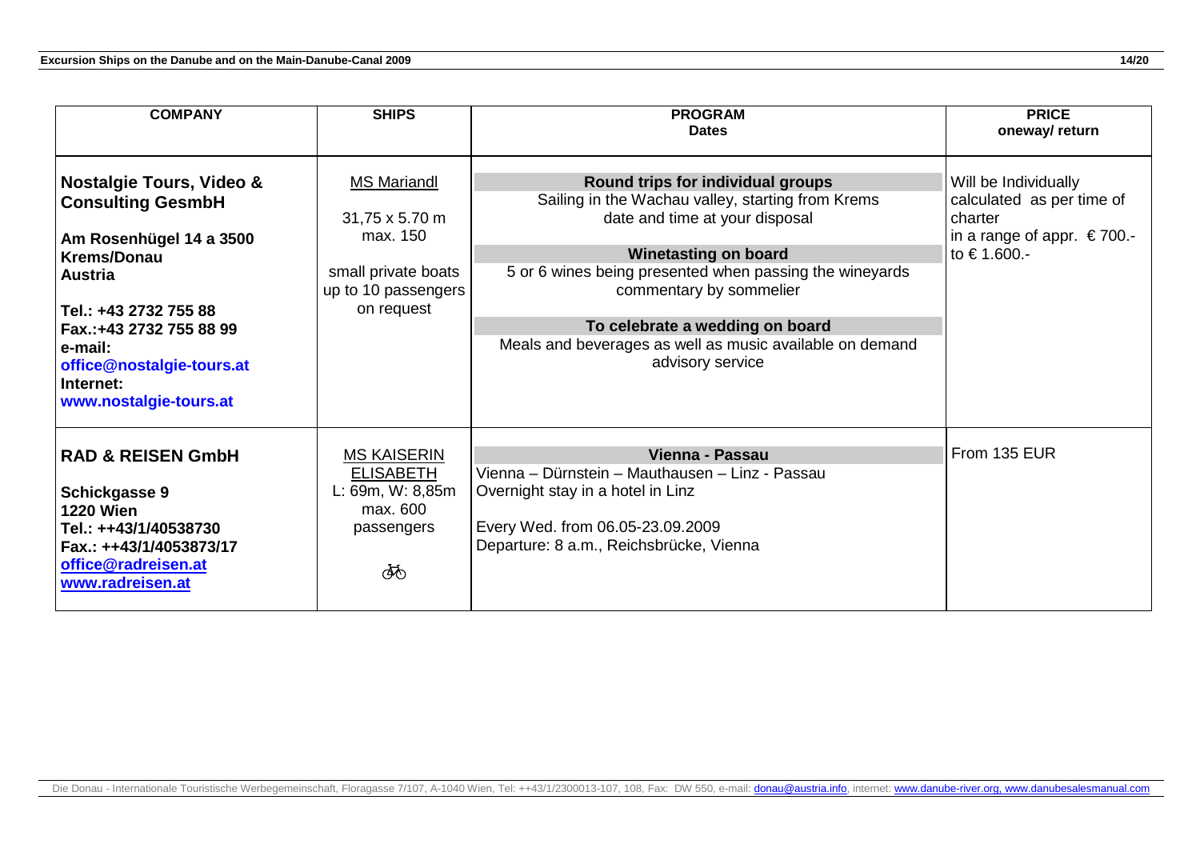| COMPANY | SHIPS | PROGRAM<br>Dates | PRICE<br>oneway/ return |
|---|---|---|---|
| **Nostalgie Tours, Video & Consulting GesmbH**<br><br>**Am Rosenhügel 14 a 3500 Krems/Donau**<br>**Austria**<br><br>**Tel.: +43 2732 755 88**<br>**Fax.:+43 2732 755 88 99**<br>**e-mail:**<br>**office@nostalgie-tours.at**<br>**Internet:**<br>**www.nostalgie-tours.at** | MS Mariandl<br><br>31,75 x 5.70 m<br>max. 150<br><br>small private boats up to 10 passengers on request | **Round trips for individual groups**<br>Sailing in the Wachau valley, starting from Krems date and time at your disposal<br><br>**Winetasting on board**<br>5 or 6 wines being presented when passing the wineyards commentary by sommelier<br><br>**To celebrate a wedding on board**<br>Meals and beverages as well as music available on demand advisory service | Will be Individually calculated as per time of charter in a range of appr. € 700.- to € 1.600.- |
| **RAD & REISEN GmbH**<br><br>**Schickgasse 9**<br>**1220 Wien**<br>**Tel.: ++43/1/40538730**<br>**Fax.: ++43/1/4053873/17**<br>**office@radreisen.at**<br>**www.radreisen.at** | MS KAISERIN ELISABETH<br>L: 69m, W: 8,85m<br>max. 600 passengers<br><br>🚲 | **Vienna - Passau**<br>Vienna – Dürnstein – Mauthausen – Linz - Passau<br>Overnight stay in a hotel in Linz<br><br>Every Wed. from 06.05-23.09.2009<br>Departure: 8 a.m., Reichsbrücke, Vienna | From 135 EUR |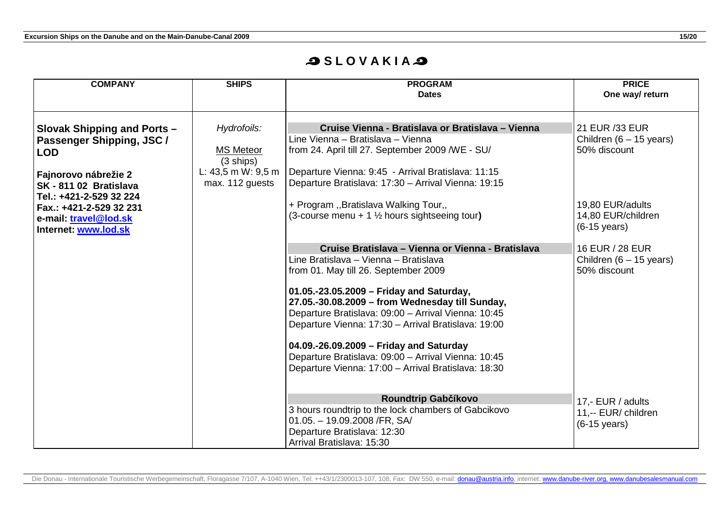# SLOVAKIA

| COMPANY | SHIPS | PROGRAM<br>Dates | PRICE<br>One way/ return |
|---|---|---|---|
| **Slovak Shipping and Ports – Passenger Shipping, JSC / LOD**<br><br>**Fajnorovo nábrežie 2**<br>**SK - 811 02 Bratislava**<br>**Tel.: +421-2-529 32 224**<br>**Fax.: +421-2-529 32 231**<br>**e-mail: travel@lod.sk**<br>**Internet: www.lod.sk** | *Hydrofoils:*<br><br>MS Meteor<br>(3 ships)<br>L: 43,5 m W: 9,5 m<br>max. 112 guests | **Cruise Vienna - Bratislava or Bratislava – Vienna**<br>Line Vienna – Bratislava – Vienna<br>from 24. April till 27. September 2009 /WE - SU/<br><br>Departure Vienna: 9:45 - Arrival Bratislava: 11:15<br>Departure Bratislava: 17:30 – Arrival Vienna: 19:15 | 21 EUR /33 EUR<br>Children (6 – 15 years)<br>50% discount |
| | | + Program ,,Bratislava Walking Tour,,<br>(3-course menu + 1 ½ hours sightseeing tour**)** | 19,80 EUR/adults<br>14,80 EUR/children<br>(6-15 years) |
| | | **Cruise Bratislava – Vienna or Vienna - Bratislava**<br>Line Bratislava – Vienna – Bratislava<br>from 01. May till 26. September 2009<br><br>**01.05.-23.05.2009 – Friday and Saturday,**<br>**27.05.-30.08.2009 – from Wednesday till Sunday,**<br>Departure Bratislava: 09:00 – Arrival Vienna: 10:45<br>Departure Vienna: 17:30 – Arrival Bratislava: 19:00<br><br>**04.09.-26.09.2009 – Friday and Saturday**<br>Departure Bratislava: 09:00 – Arrival Vienna: 10:45<br>Departure Vienna: 17:00 – Arrival Bratislava: 18:30 | 16 EUR / 28 EUR<br>Children (6 – 15 years)<br>50% discount |
| | | **Roundtrip Gabčíkovo**<br>3 hours roundtrip to the lock chambers of Gabcikovo<br>01.05. – 19.09.2008 /FR, SA/<br>Departure Bratislava: 12:30<br>Arrival Bratislava: 15:30 | 17,- EUR / adults<br>11,-- EUR/ children<br>(6-15 years) |

Die Donau - Internationale Touristische Werbegemeinschaft, Floragasse 7/107, A-1040 Wien, Tel: ++43/1/2300013-107, 108, Fax: DW 550, e-mail: donau@austria.info, internet: www.danube-river.org, www.danubesalesmanual.com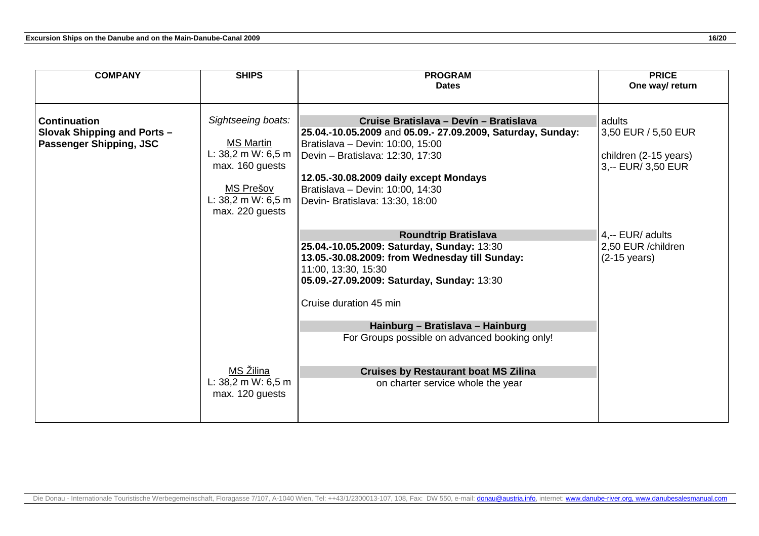| COMPANY | SHIPS | PROGRAM Dates | PRICE One way/ return |
|---|---|---|---|
| **Continuation Slovak Shipping and Ports – Passenger Shipping, JSC** | *Sightseeing boats:*<br><br>MS Martin<br>L: 38,2 m W: 6,5 m<br>max. 160 guests<br><br>MS Prešov<br>L: 38,2 m W: 6,5 m<br>max. 220 guests | **Cruise Bratislava – Devín – Bratislava**<br>**25.04.-10.05.2009** and **05.09.- 27.09.2009, Saturday, Sunday:**<br>Bratislava – Devin: 10:00, 15:00<br>Devin – Bratislava: 12:30, 17:30<br><br>**12.05.-30.08.2009 daily except Mondays**<br>Bratislava – Devin: 10:00, 14:30<br>Devin- Bratislava: 13:30, 18:00 | adults<br>3,50 EUR / 5,50 EUR<br><br>children (2-15 years)<br>3,-- EUR/ 3,50 EUR |
| | | **Roundtrip Bratislava**<br>**25.04.-10.05.2009: Saturday, Sunday:** 13:30<br>**13.05.-30.08.2009: from Wednesday till Sunday:**<br>11:00, 13:30, 15:30<br>**05.09.-27.09.2009: Saturday, Sunday:** 13:30<br><br>Cruise duration 45 min | 4,-- EUR/ adults<br>2,50 EUR /children<br>(2-15 years) |
| | | **Hainburg – Bratislava – Hainburg**<br>For Groups possible on advanced booking only! | |
| | MS Žilina<br>L: 38,2 m W: 6,5 m<br>max. 120 guests | **Cruises by Restaurant boat MS Zilina**<br>on charter service whole the year | |

Die Donau - Internationale Touristische Werbegemeinschaft, Floragasse 7/107, A-1040 Wien, Tel: ++43/1/2300013-107, 108, Fax: DW 550, e-mail: donau@austria.info, internet: www.danube-river.org, www.danubesalesmanual.com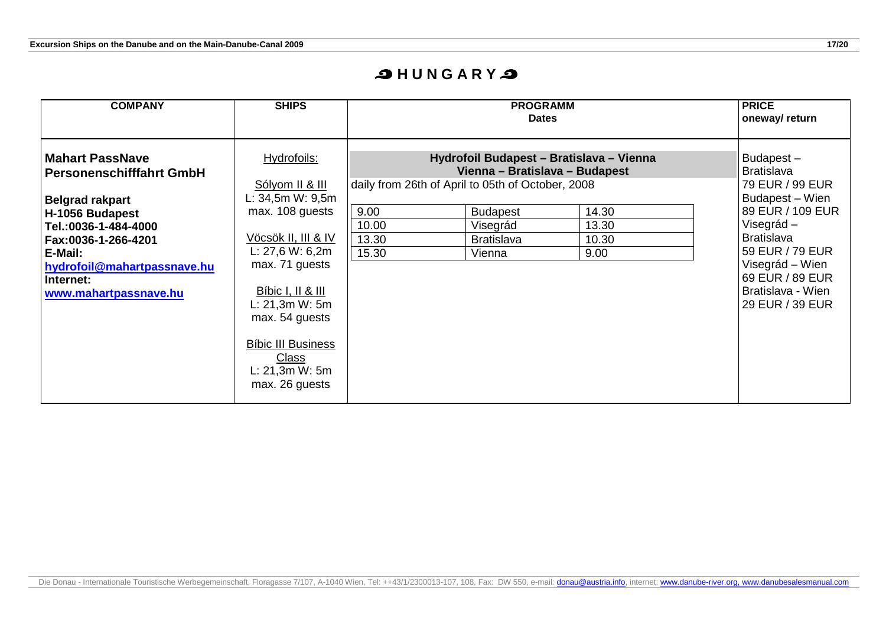# HUNGARY

| COMPANY | SHIPS | PROGRAMM Dates | PRICE oneway/ return |
|---|---|---|---|
| **Mahart PassNave Personenschifffahrt GmbH**<br><br>**Belgrad rakpart**<br>**H-1056 Budapest**<br>**Tel.:0036-1-484-4000**<br>**Fax:0036-1-266-4201**<br>**E-Mail:**<br>**hydrofoil@mahartpassnave.hu**<br>**Internet:**<br>**www.mahartpassnave.hu** | Hydrofoils:<br><br>Sólyom II & III<br>L: 34,5m W: 9,5m<br>max. 108 guests<br><br>Vöcsök II, III & IV<br>L: 27,6 W: 6,2m<br>max. 71 guests<br><br>Bíbic I, II & III<br>L: 21,3m W: 5m<br>max. 54 guests<br><br>Bíbic III Business Class<br>L: 21,3m W: 5m<br>max. 26 guests | **Hydrofoil Budapest – Bratislava – Vienna**<br>**Vienna – Bratislava – Budapest**<br>daily from 26th of April to 05th of October, 2008<br><br>9.00 – Budapest – 14.30<br>10.00 – Visegrád – 13.30<br>13.30 – Bratislava – 10.30<br>15.30 – Vienna – 9.00 | Budapest – Bratislava<br>79 EUR / 99 EUR<br>Budapest – Wien<br>89 EUR / 109 EUR<br>Visegrád – Bratislava<br>59 EUR / 79 EUR<br>Visegrád – Wien<br>69 EUR / 89 EUR<br>Bratislava - Wien<br>29 EUR / 39 EUR |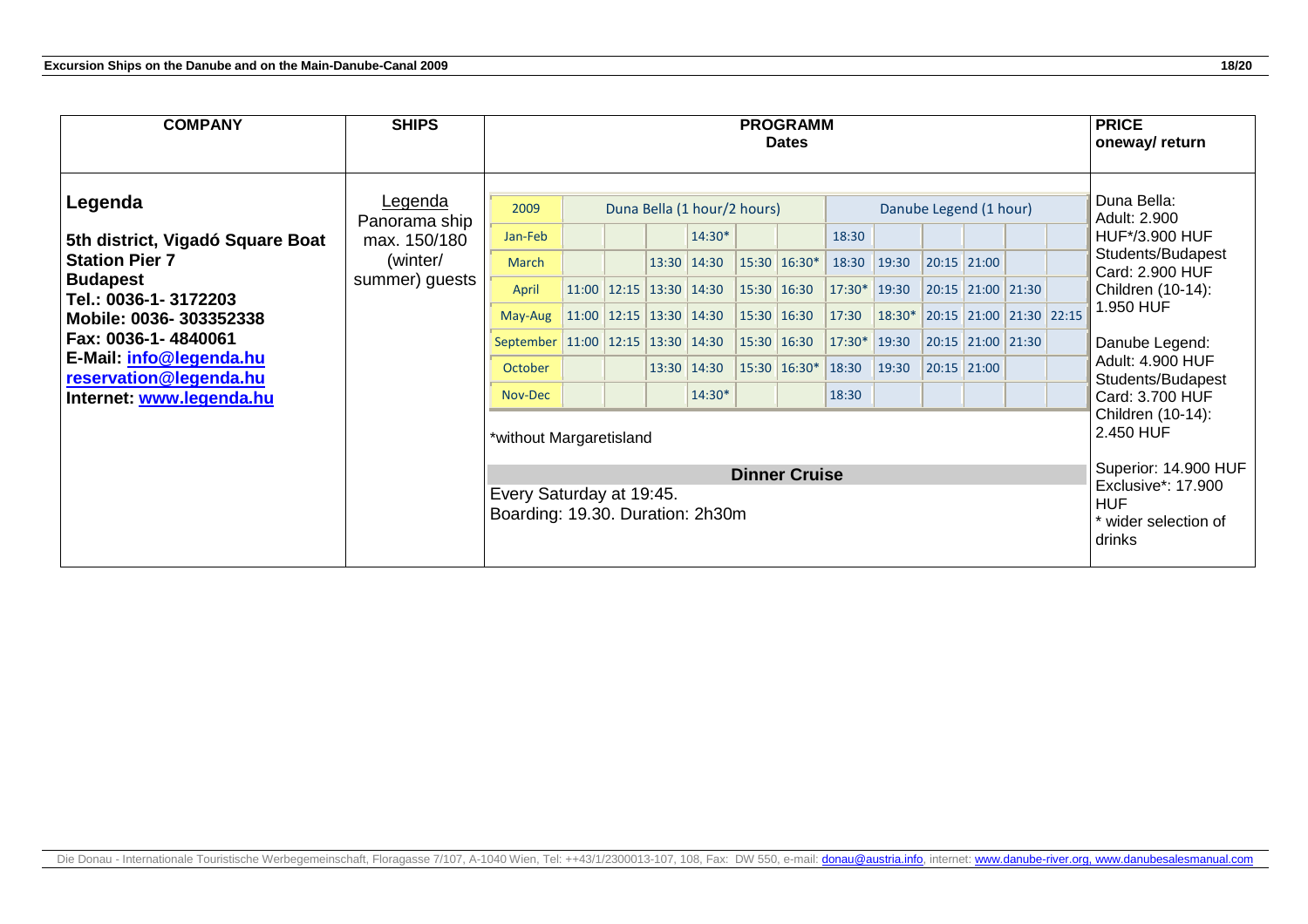| COMPANY | SHIPS | PROGRAMM Dates | PRICE oneway/ return |
|---|---|---|---|
| **Legenda**<br><br>**5th district, Vigadó Square Boat Station Pier 7**<br>**Budapest**<br>**Tel.: 0036-1- 3172203**<br>**Mobile: 0036- 303352338**<br>**Fax: 0036-1- 4840061**<br>**E-Mail: info@legenda.hu**<br>**reservation@legenda.hu**<br>**Internet: www.legenda.hu** | Legenda<br>Panorama ship<br>max. 150/180 (winter/ summer) guests | See schedule below | Duna Bella:<br>Adult: 2.900 HUF*/3.900 HUF<br>Students/Budapest Card: 2.900 HUF<br>Children (10-14): 1.950 HUF<br><br>Danube Legend:<br>Adult: 4.900 HUF<br>Students/Budapest Card: 3.700 HUF<br>Children (10-14): 2.450 HUF<br><br>Superior: 14.900 HUF<br>Exclusive*: 17.900 HUF<br>* wider selection of drinks |

| 2009 | Duna Bella (1 hour/2 hours) | | | | | | Danube Legend (1 hour) | | | | | |
|---|---|---|---|---|---|---|---|---|---|---|---|---|
| Jan-Feb | | | | 14:30* | | | 18:30 | | | | | |
| March | | | 13:30 | 14:30 | 15:30 | 16:30* | 18:30 | 19:30 | 20:15 | 21:00 | | |
| April | 11:00 | 12:15 | 13:30 | 14:30 | 15:30 | 16:30 | 17:30* | 19:30 | 20:15 | 21:00 | 21:30 | |
| May-Aug | 11:00 | 12:15 | 13:30 | 14:30 | 15:30 | 16:30 | 17:30 | 18:30* | 20:15 | 21:00 | 21:30 | 22:15 |
| September | 11:00 | 12:15 | 13:30 | 14:30 | 15:30 | 16:30 | 17:30* | 19:30 | 20:15 | 21:00 | 21:30 | |
| October | | | 13:30 | 14:30 | 15:30 | 16:30* | 18:30 | 19:30 | 20:15 | 21:00 | | |
| Nov-Dec | | | | 14:30* | | | 18:30 | | | | | |

*without Margaretisland

**Dinner Cruise**

Every Saturday at 19:45.
Boarding: 19.30. Duration: 2h30m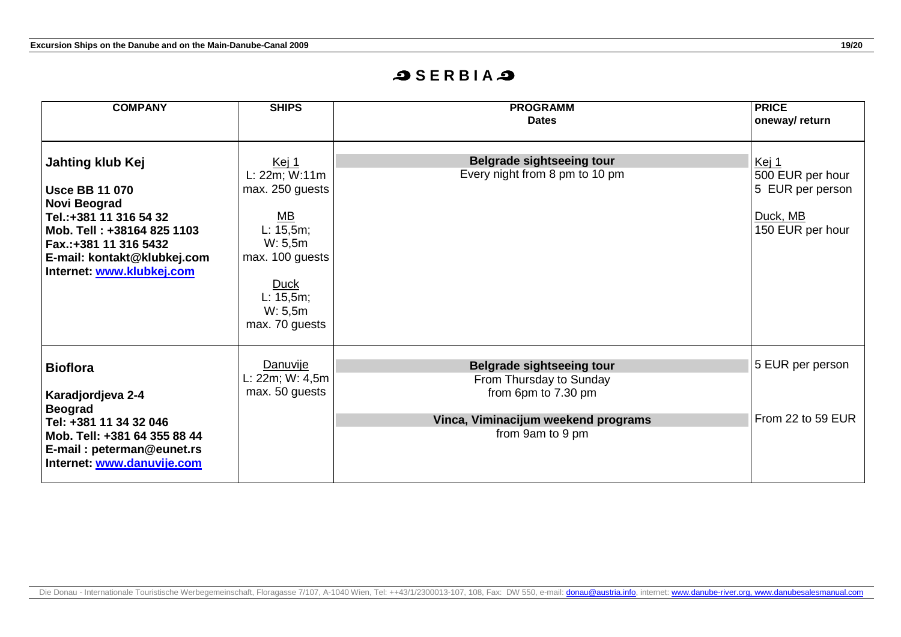# SERBIA

| COMPANY | SHIPS | PROGRAMM<br>Dates | PRICE<br>oneway/ return |
|---|---|---|---|
| **Jahting klub Kej**<br><br>**Usce BB 11 070**<br>**Novi Beograd**<br>**Tel.:+381 11 316 54 32**<br>**Mob. Tell : +38164 825 1103**<br>**Fax.:+381 11 316 5432**<br>**E-mail: kontakt@klubkej.com**<br>**Internet: www.klubkej.com** | Kej 1<br>L: 22m; W:11m<br>max. 250 guests<br><br>MB<br>L: 15,5m;<br>W: 5,5m<br>max. 100 guests<br><br>Duck<br>L: 15,5m;<br>W: 5,5m<br>max. 70 guests | **Belgrade sightseeing tour**<br>Every night from 8 pm to 10 pm | Kej 1<br>500 EUR per hour<br>5 EUR per person<br><br>Duck, MB<br>150 EUR per hour |
| **Bioflora**<br><br>**Karadjordjeva 2-4**<br>**Beograd**<br>**Tel: +381 11 34 32 046**<br>**Mob. Tell: +381 64 355 88 44**<br>**E-mail : peterman@eunet.rs**<br>**Internet: www.danuvije.com** | Danuvije<br>L: 22m; W: 4,5m<br>max. 50 guests | **Belgrade sightseeing tour**<br>From Thursday to Sunday<br>from 6pm to 7.30 pm<br><br>**Vinca, Viminacijum weekend programs**<br>from 9am to 9 pm | 5 EUR per person<br><br>From 22 to 59 EUR |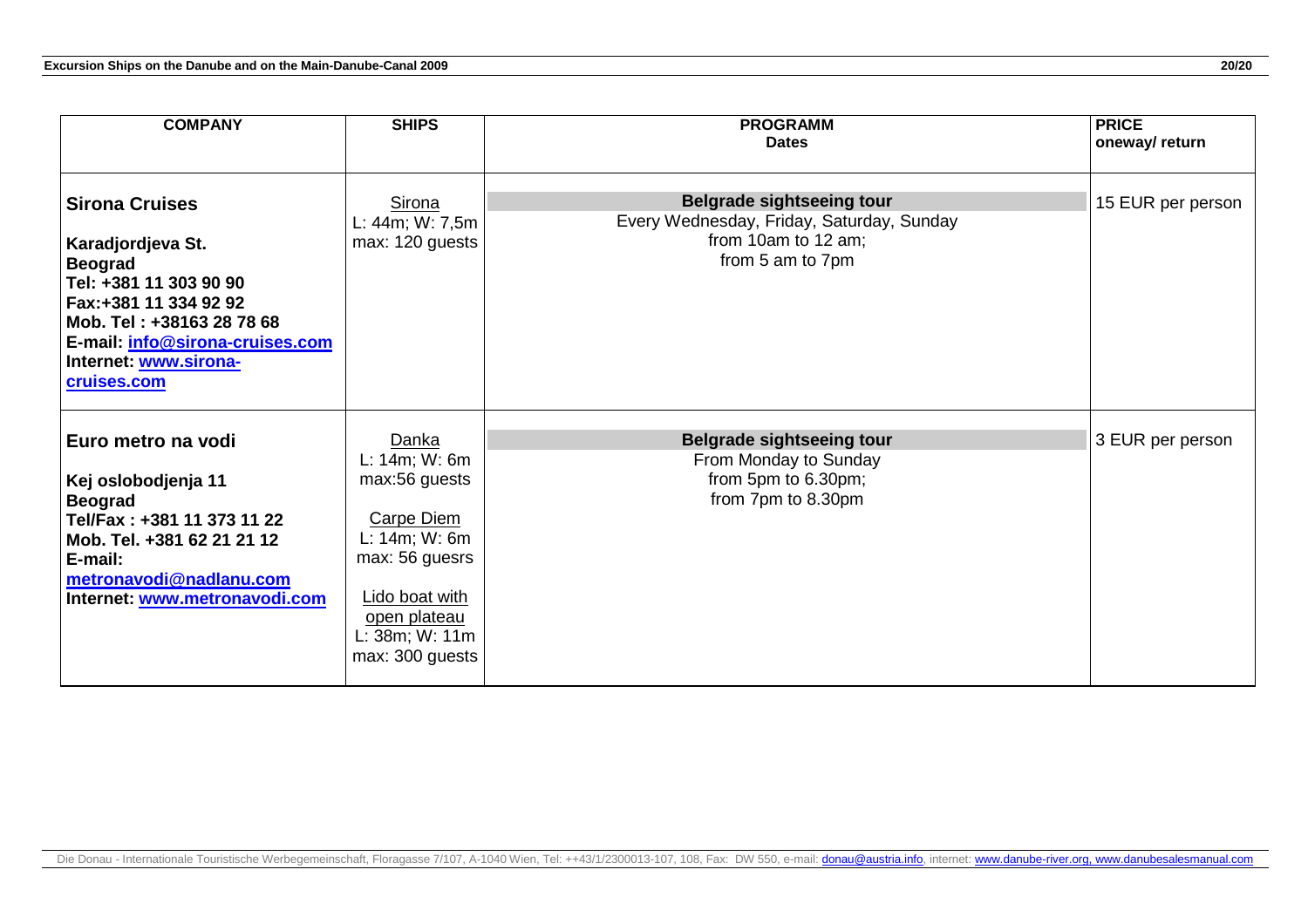| COMPANY | SHIPS | PROGRAMM<br>Dates | PRICE<br>oneway/ return |
|---|---|---|---|
| **Sirona Cruises**<br><br>**Karadjordjeva St.**<br>**Beograd**<br>**Tel: +381 11 303 90 90**<br>**Fax:+381 11 334 92 92**<br>**Mob. Tel : +38163 28 78 68**<br>**E-mail: info@sirona-cruises.com**<br>**Internet: www.sirona-cruises.com** | Sirona<br>L: 44m; W: 7,5m<br>max: 120 guests | **Belgrade sightseeing tour**<br>Every Wednesday, Friday, Saturday, Sunday<br>from 10am to 12 am;<br>from 5 am to 7pm | 15 EUR per person |
| **Euro metro na vodi**<br><br>**Kej oslobodjenja 11**<br>**Beograd**<br>**Tel/Fax : +381 11 373 11 22**<br>**Mob. Tel. +381 62 21 21 12**<br>**E-mail:**<br>**metronavodi@nadlanu.com**<br>**Internet: www.metronavodi.com** | Danka<br>L: 14m; W: 6m<br>max:56 guests<br><br>Carpe Diem<br>L: 14m; W: 6m<br>max: 56 guesrs<br><br>Lido boat with open plateau<br>L: 38m; W: 11m<br>max: 300 guests | **Belgrade sightseeing tour**<br>From Monday to Sunday<br>from 5pm to 6.30pm;<br>from 7pm to 8.30pm | 3 EUR per person |